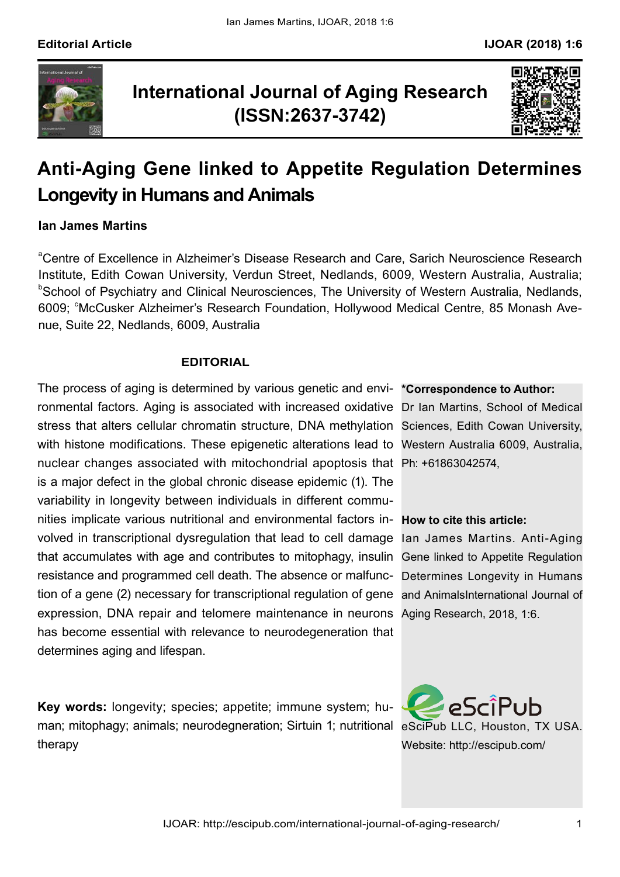**Editorial Article**

# International Journal of Aging Research (ISSN:2637-3742)

## Anti-Aging Gene linked to Appetite Regulation Determines Longevity in Humans and Animals

**Ian James Martins**

[a]Centre of Excellence in Alzheimer's Disease Research and Care, Sarich Neuroscience Research Institute, Edith Cowan University, Verdun Street, Nedlands, 6009, Western Australia, Australia; [b]School of Psychiatry and Clinical Neurosciences, The University of Western Australia, Nedlands, 6009; [c]McCusker Alzheimer's Research Foundation, Hollywood Medical Centre, 85 Monash Avenue, Suite 22, Nedlands, 6009, Australia

### EDITORIAL

The process of aging is determined by various genetic and environmental factors. Aging is associated with increased oxidative stress that alters cellular chromatin structure, DNA methylation with histone modifications. These epigenetic alterations lead to nuclear changes associated with mitochondrial apoptosis that is a major defect in the global chronic disease epidemic (1). The variability in longevity between individuals in different communities implicate various nutritional and environmental factors involved in transcriptional dysregulation that lead to cell damage that accumulates with age and contributes to mitophagy, insulin resistance and programmed cell death. The absence or malfunction of a gene (2) necessary for transcriptional regulation of gene expression, DNA repair and telomere maintenance in neurons has become essential with relevance to neurodegeneration that determines aging and lifespan.

**Key words:** longevity; species; appetite; immune system; human; mitophagy; animals; neurodegeneration; Sirtuin 1; nutritional therapy

**\*Correspondence to Author:**
Dr Ian Martins, School of Medical Sciences, Edith Cowan University, Western Australia 6009, Australia, Ph: +61863042574,

**How to cite this article:**
Ian James Martins. Anti-Aging Gene linked to Appetite Regulation Determines Longevity in Humans and AnimalsInternational Journal of Aging Research, 2018, 1:6.

eSciPub LLC, Houston, TX USA.
Website: http://escipub.com/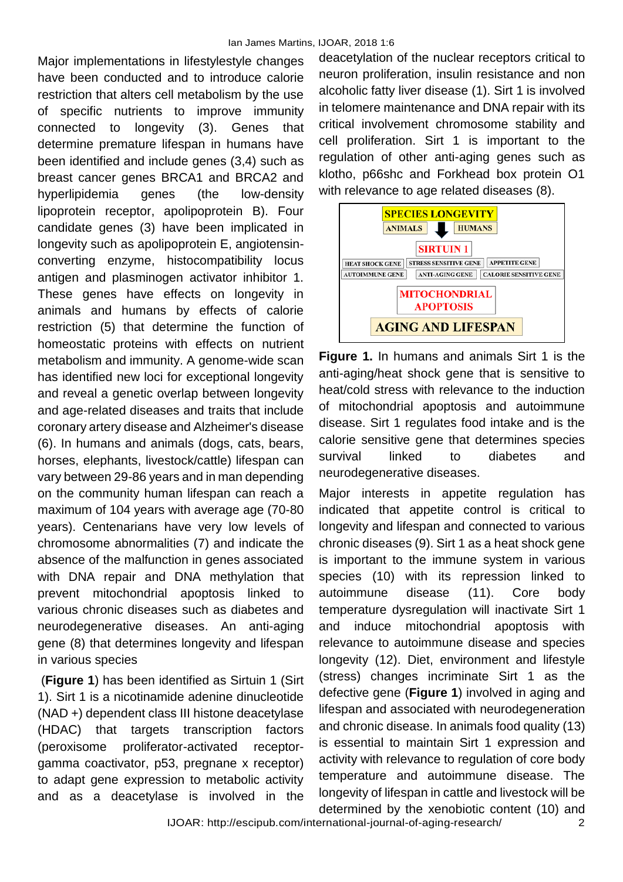Major implementations in lifestylestyle changes have been conducted and to introduce calorie restriction that alters cell metabolism by the use of specific nutrients to improve immunity connected to longevity (3). Genes that determine premature lifespan in humans have been identified and include genes (3,4) such as breast cancer genes BRCA1 and BRCA2 and hyperlipidemia genes (the low-density lipoprotein receptor, apolipoprotein B). Four candidate genes (3) have been implicated in longevity such as apolipoprotein E, angiotensin-converting enzyme, histocompatibility locus antigen and plasminogen activator inhibitor 1. These genes have effects on longevity in animals and humans by effects of calorie restriction (5) that determine the function of homeostatic proteins with effects on nutrient metabolism and immunity. A genome-wide scan has identified new loci for exceptional longevity and reveal a genetic overlap between longevity and age-related diseases and traits that include coronary artery disease and Alzheimer's disease (6). In humans and animals (dogs, cats, bears, horses, elephants, livestock/cattle) lifespan can vary between 29-86 years and in man depending on the community human lifespan can reach a maximum of 104 years with average age (70-80 years). Centenarians have very low levels of chromosome abnormalities (7) and indicate the absence of the malfunction in genes associated with DNA repair and DNA methylation that prevent mitochondrial apoptosis linked to various chronic diseases such as diabetes and neurodegenerative diseases. An anti-aging gene (8) that determines longevity and lifespan in various species

(**Figure 1**) has been identified as Sirtuin 1 (Sirt 1). Sirt 1 is a nicotinamide adenine dinucleotide (NAD +) dependent class III histone deacetylase (HDAC) that targets transcription factors (peroxisome proliferator-activated receptor-gamma coactivator, p53, pregnane x receptor) to adapt gene expression to metabolic activity and as a deacetylase is involved in the deacetylation of the nuclear receptors critical to neuron proliferation, insulin resistance and non alcoholic fatty liver disease (1). Sirt 1 is involved in telomere maintenance and DNA repair with its critical involvement chromosome stability and cell proliferation. Sirt 1 is important to the regulation of other anti-aging genes such as klotho, p66shc and Forkhead box protein O1 with relevance to age related diseases (8).

SPECIES LONGEVITY
ANIMALS → HUMANS
SIRTUIN 1
HEAT SHOCK GENE | STRESS SENSITIVE GENE | APPETITE GENE
AUTOIMMUNE GENE | ANTI-AGING GENE | CALORIE SENSITIVE GENE
MITOCHONDRIAL APOPTOSIS
AGING AND LIFESPAN

**Figure 1.** In humans and animals Sirt 1 is the anti-aging/heat shock gene that is sensitive to heat/cold stress with relevance to the induction of mitochondrial apoptosis and autoimmune disease. Sirt 1 regulates food intake and is the calorie sensitive gene that determines species survival linked to diabetes and neurodegenerative diseases.

Major interests in appetite regulation has indicated that appetite control is critical to longevity and lifespan and connected to various chronic diseases (9). Sirt 1 as a heat shock gene is important to the immune system in various species (10) with its repression linked to autoimmune disease (11). Core body temperature dysregulation will inactivate Sirt 1 and induce mitochondrial apoptosis with relevance to autoimmune disease and species longevity (12). Diet, environment and lifestyle (stress) changes incriminate Sirt 1 as the defective gene (**Figure 1**) involved in aging and lifespan and associated with neurodegeneration and chronic disease. In animals food quality (13) is essential to maintain Sirt 1 expression and activity with relevance to regulation of core body temperature and autoimmune disease. The longevity of lifespan in cattle and livestock will be determined by the xenobiotic content (10) and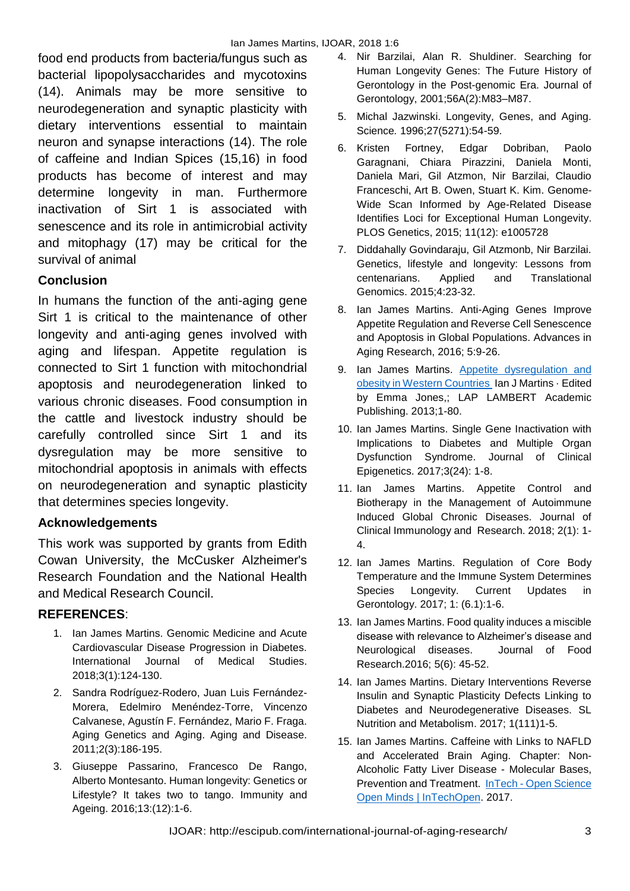food end products from bacteria/fungus such as bacterial lipopolysaccharides and mycotoxins (14). Animals may be more sensitive to neurodegeneration and synaptic plasticity with dietary interventions essential to maintain neuron and synapse interactions (14). The role of caffeine and Indian Spices (15,16) in food products has become of interest and may determine longevity in man. Furthermore inactivation of Sirt 1 is associated with senescence and its role in antimicrobial activity and mitophagy (17) may be critical for the survival of animal

## Conclusion

In humans the function of the anti-aging gene Sirt 1 is critical to the maintenance of other longevity and anti-aging genes involved with aging and lifespan. Appetite regulation is connected to Sirt 1 function with mitochondrial apoptosis and neurodegeneration linked to various chronic diseases. Food consumption in the cattle and livestock industry should be carefully controlled since Sirt 1 and its dysregulation may be more sensitive to mitochondrial apoptosis in animals with effects on neurodegeneration and synaptic plasticity that determines species longevity.

## Acknowledgements

This work was supported by grants from Edith Cowan University, the McCusker Alzheimer's Research Foundation and the National Health and Medical Research Council.

## REFERENCES:

1. Ian James Martins. Genomic Medicine and Acute Cardiovascular Disease Progression in Diabetes. International Journal of Medical Studies. 2018;3(1):124-130.
2. Sandra Rodríguez-Rodero, Juan Luis Fernández-Morera, Edelmiro Menéndez-Torre, Vincenzo Calvanese, Agustín F. Fernández, Mario F. Fraga. Aging Genetics and Aging. Aging and Disease. 2011;2(3):186-195.
3. Giuseppe Passarino, Francesco De Rango, Alberto Montesanto. Human longevity: Genetics or Lifestyle? It takes two to tango. Immunity and Ageing. 2016;13:(12):1-6.
4. Nir Barzilai, Alan R. Shuldiner. Searching for Human Longevity Genes: The Future History of Gerontology in the Post-genomic Era. Journal of Gerontology, 2001;56A(2):M83–M87.
5. Michal Jazwinski. Longevity, Genes, and Aging. Science. 1996;27(5271):54-59.
6. Kristen Fortney, Edgar Dobriban, Paolo Garagnani, Chiara Pirazzini, Daniela Monti, Daniela Mari, Gil Atzmon, Nir Barzilai, Claudio Franceschi, Art B. Owen, Stuart K. Kim. Genome-Wide Scan Informed by Age-Related Disease Identifies Loci for Exceptional Human Longevity. PLOS Genetics, 2015; 11(12): e1005728
7. Diddahally Govindaraju, Gil Atzmonb, Nir Barzilai. Genetics, lifestyle and longevity: Lessons from centenarians. Applied and Translational Genomics. 2015;4:23-32.
8. Ian James Martins. Anti-Aging Genes Improve Appetite Regulation and Reverse Cell Senescence and Apoptosis in Global Populations. Advances in Aging Research, 2016; 5:9-26.
9. Ian James Martins. Appetite dysregulation and obesity in Western Countries Ian J Martins · Edited by Emma Jones,; LAP LAMBERT Academic Publishing. 2013;1-80.
10. Ian James Martins. Single Gene Inactivation with Implications to Diabetes and Multiple Organ Dysfunction Syndrome. Journal of Clinical Epigenetics. 2017;3(24): 1-8.
11. Ian James Martins. Appetite Control and Biotherapy in the Management of Autoimmune Induced Global Chronic Diseases. Journal of Clinical Immunology and Research. 2018; 2(1): 1-4.
12. Ian James Martins. Regulation of Core Body Temperature and the Immune System Determines Species Longevity. Current Updates in Gerontology. 2017; 1: (6.1):1-6.
13. Ian James Martins. Food quality induces a miscible disease with relevance to Alzheimer's disease and Neurological diseases. Journal of Food Research.2016; 5(6): 45-52.
14. Ian James Martins. Dietary Interventions Reverse Insulin and Synaptic Plasticity Defects Linking to Diabetes and Neurodegenerative Diseases. SL Nutrition and Metabolism. 2017; 1(111)1-5.
15. Ian James Martins. Caffeine with Links to NAFLD and Accelerated Brain Aging. Chapter: Non-Alcoholic Fatty Liver Disease - Molecular Bases, Prevention and Treatment. InTech - Open Science Open Minds | InTechOpen. 2017.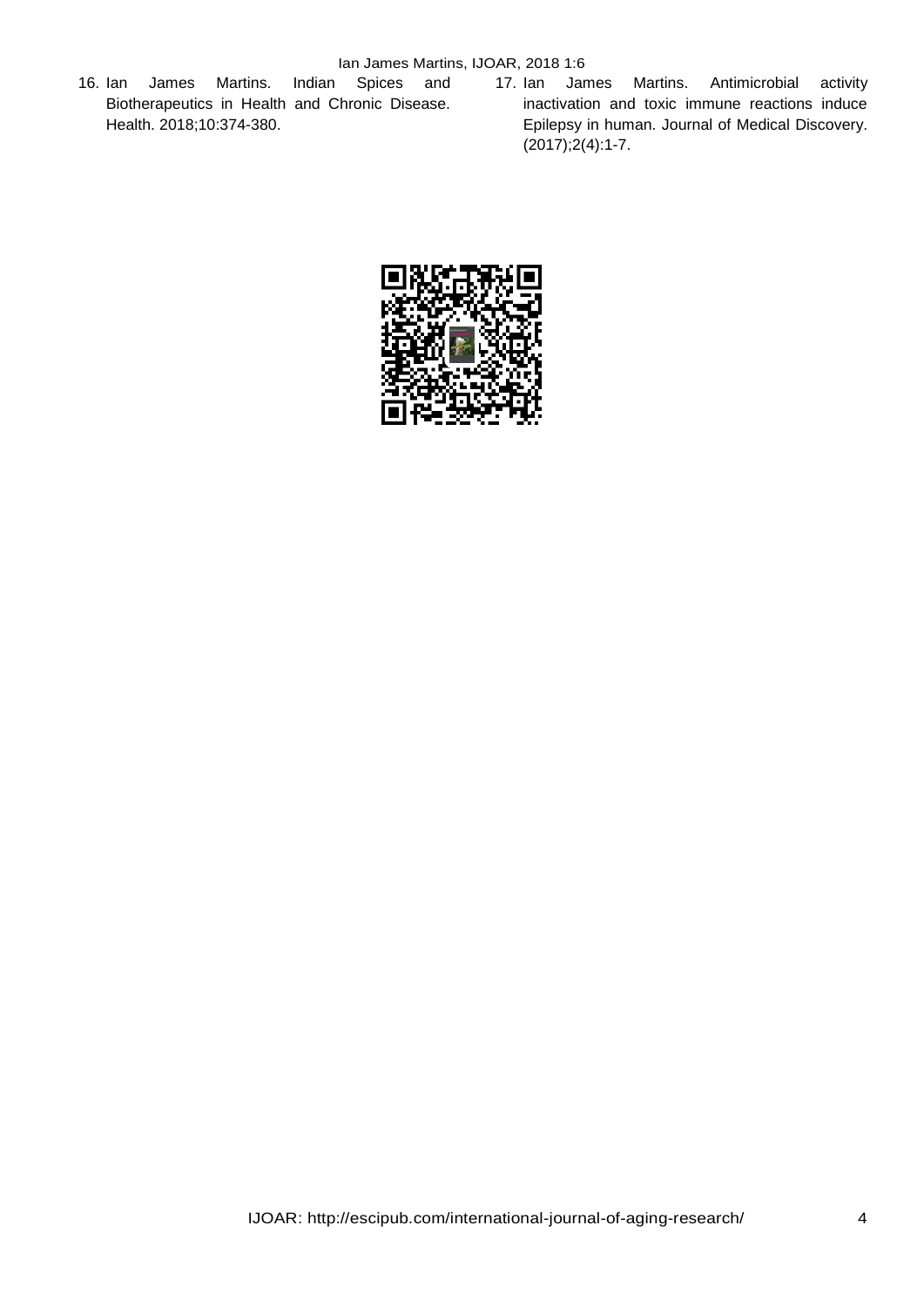16. Ian James Martins. Indian Spices and Biotherapeutics in Health and Chronic Disease. Health. 2018;10:374-380.
17. Ian James Martins. Antimicrobial activity inactivation and toxic immune reactions induce Epilepsy in human. Journal of Medical Discovery. (2017);2(4):1-7.